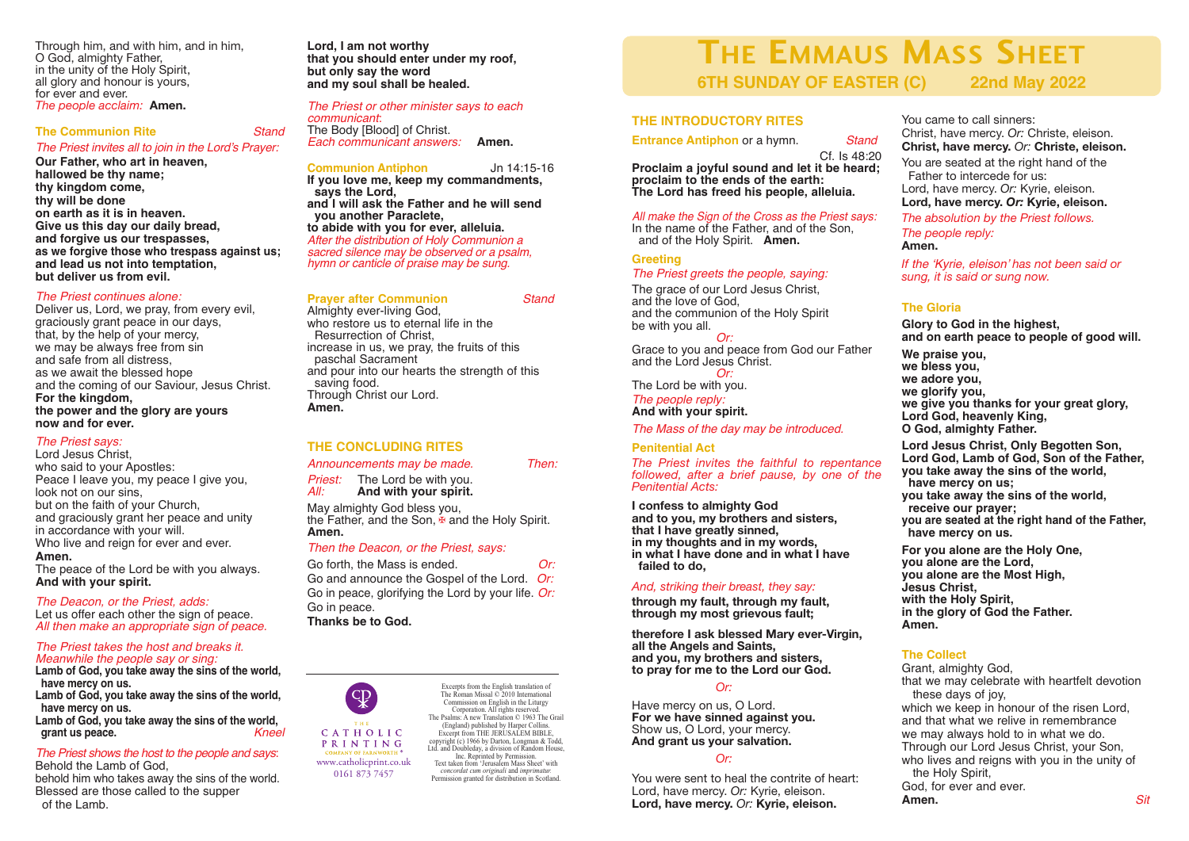# The Emmaus Mass Sheet

## 6TH SUNDAY OF EASTER (C) 22nd May 2022

## THE INTRODUCTORY RITES

**Entrance Antiphon** or a hymn. *Stand*

Cf. Is 48:20

**Proclaim a joyful sound and let it be heard; proclaim to the ends of the earth: The Lord has freed his people, alleluia.**

*All make the Sign of the Cross as the Priest says:*
In the name of the Father, and of the Son, and of the Holy Spirit. **Amen.**

### Greeting

*The Priest greets the people, saying:*
The grace of our Lord Jesus Christ,
and the love of God,
and the communion of the Holy Spirit
be with you all.

*Or:*

Grace to you and peace from God our Father
and the Lord Jesus Christ.

*Or:*

The Lord be with you.

*The people reply:*
**And with your spirit.**

*The Mass of the day may be introduced.*

### Penitential Act

*The Priest invites the faithful to repentance followed, after a brief pause, by one of the Penitential Acts:*

**I confess to almighty God
and to you, my brothers and sisters,
that I have greatly sinned,
in my thoughts and in my words,
in what I have done and in what I have failed to do,**

*And, striking their breast, they say:*
**through my fault, through my fault,
through my most grievous fault;**

**therefore I ask blessed Mary ever-Virgin,
all the Angels and Saints,
and you, my brothers and sisters,
to pray for me to the Lord our God.**

*Or:*

Have mercy on us, O Lord.
**For we have sinned against you.**
Show us, O Lord, your mercy.
**And grant us your salvation.**

*Or:*

You were sent to heal the contrite of heart:
Lord, have mercy. *Or:* Kyrie, eleison.
**Lord, have mercy.** *Or:* **Kyrie, eleison.**

You came to call sinners:
Christ, have mercy. *Or:* Christe, eleison.
**Christ, have mercy.** *Or:* **Christe, eleison.**

You are seated at the right hand of the Father to intercede for us:
Lord, have mercy. *Or:* Kyrie, eleison.
**Lord, have mercy.** *Or:* **Kyrie, eleison.**

*The absolution by the Priest follows.*

*The people reply:*
**Amen.**

*If the 'Kyrie, eleison' has not been said or sung, it is said or sung now.*

### The Gloria

**Glory to God in the highest,
and on earth peace to people of good will.**

**We praise you,
we bless you,
we adore you,
we glorify you,
we give you thanks for your great glory,
Lord God, heavenly King,
O God, almighty Father.**

**Lord Jesus Christ, Only Begotten Son,
Lord God, Lamb of God, Son of the Father,
you take away the sins of the world,
have mercy on us;
you take away the sins of the world,
receive our prayer;
you are seated at the right hand of the Father,
have mercy on us.**

**For you alone are the Holy One,
you alone are the Lord,
you alone are the Most High,
Jesus Christ,
with the Holy Spirit,
in the glory of God the Father.
Amen.**

### The Collect

Grant, almighty God,
that we may celebrate with heartfelt devotion these days of joy,
which we keep in honour of the risen Lord,
and that what we relive in remembrance
we may always hold to in what we do.
Through our Lord Jesus Christ, your Son,
who lives and reigns with you in the unity of the Holy Spirit,
God, for ever and ever.
**Amen.** *Sit*

---

Through him, and with him, and in him,
O God, almighty Father,
in the unity of the Holy Spirit,
all glory and honour is yours,
for ever and ever.
*The people acclaim:* **Amen.**

### The Communion Rite *Stand*

*The Priest invites all to join in the Lord's Prayer:*

**Our Father, who art in heaven,
hallowed be thy name;
thy kingdom come,
thy will be done
on earth as it is in heaven.
Give us this day our daily bread,
and forgive us our trespasses,
as we forgive those who trespass against us;
and lead us not into temptation,
but deliver us from evil.**

*The Priest continues alone:*
Deliver us, Lord, we pray, from every evil,
graciously grant peace in our days,
that, by the help of your mercy,
we may be always free from sin
and safe from all distress,
as we await the blessed hope
and the coming of our Saviour, Jesus Christ.
**For the kingdom,
the power and the glory are yours
now and for ever.**

*The Priest says:*
Lord Jesus Christ,
who said to your Apostles:
Peace I leave you, my peace I give you,
look not on our sins,
but on the faith of your Church,
and graciously grant her peace and unity
in accordance with your will.
Who live and reign for ever and ever.
**Amen.**
The peace of the Lord be with you always.
**And with your spirit.**

*The Deacon, or the Priest, adds:*
Let us offer each other the sign of peace.
*All then make an appropriate sign of peace.*

*The Priest takes the host and breaks it. Meanwhile the people say or sing:*
**Lamb of God, you take away the sins of the world, have mercy on us.
Lamb of God, you take away the sins of the world, have mercy on us.
Lamb of God, you take away the sins of the world, grant us peace.** *Kneel*

*The Priest shows the host to the people and says:*
Behold the Lamb of God,
behold him who takes away the sins of the world.
Blessed are those called to the supper of the Lamb.

**Lord, I am not worthy
that you should enter under my roof,
but only say the word
and my soul shall be healed.**

*The Priest or other minister says to each communicant:*
The Body [Blood] of Christ.
*Each communicant answers:* **Amen.**

### Communion Antiphon Jn 14:15-16

**If you love me, keep my commandments, says the Lord,
and I will ask the Father and he will send you another Paraclete,
to abide with you for ever, alleluia.**

*After the distribution of Holy Communion a sacred silence may be observed or a psalm, hymn or canticle of praise may be sung.*

### Prayer after Communion *Stand*

Almighty ever-living God,
who restore us to eternal life in the Resurrection of Christ,
increase in us, we pray, the fruits of this paschal Sacrament
and pour into our hearts the strength of this saving food.
Through Christ our Lord.
**Amen.**

## THE CONCLUDING RITES

*Announcements may be made.* *Then:*

*Priest:* The Lord be with you.
*All:* **And with your spirit.**

May almighty God bless you,
the Father, and the Son, ✠ and the Holy Spirit.
**Amen.**

*Then the Deacon, or the Priest, says:*

Go forth, the Mass is ended. *Or:*
Go and announce the Gospel of the Lord. *Or:*
Go in peace, glorifying the Lord by your life. *Or:*
Go in peace.
**Thanks be to God.**

---

THE CATHOLIC PRINTING COMPANY OF FARNWORTH®
www.catholicprint.co.uk
0161 873 7457

Excerpts from the English translation of The Roman Missal © 2010 International Commission on English in the Liturgy Corporation. All rights reserved. The Psalms: A new Translation © 1963 The Grail (England) published by Harper Collins. Excerpt from THE JERUSALEM BIBLE, copyright (c) 1966 by Darton, Longman & Todd, Ltd. and Doubleday, a division of Random House, Inc. Reprinted by Permission. Text taken from 'Jerusalem Mass Sheet' with *concordat cum originali* and *imprimatur.* Permission granted for distribution in Scotland.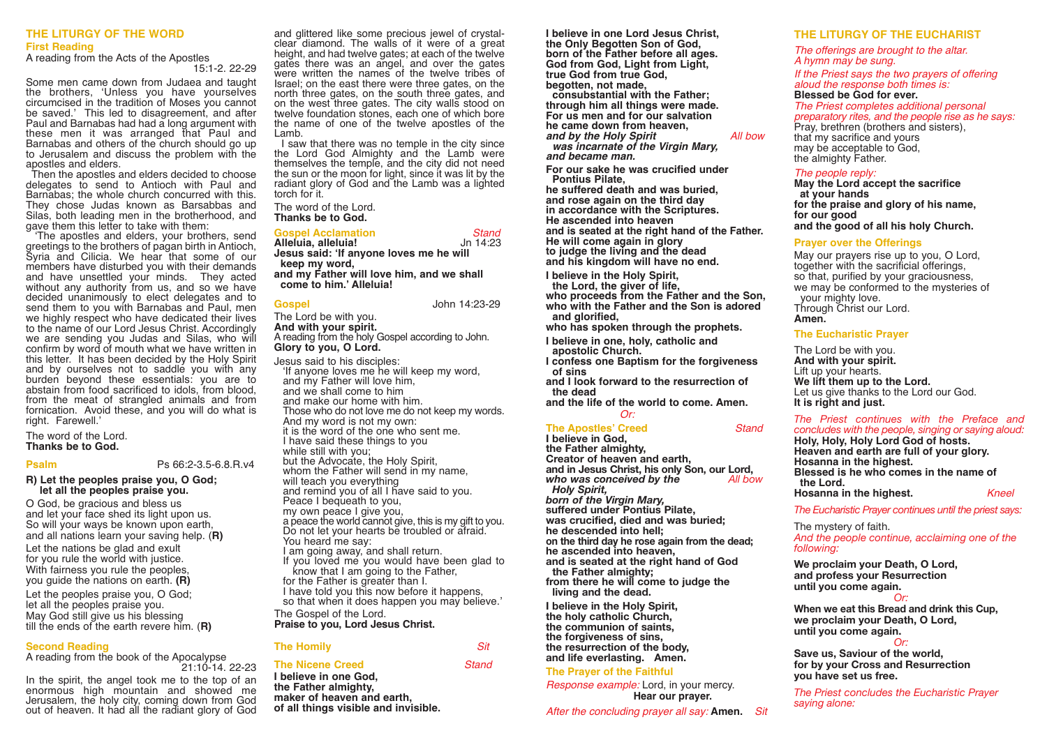## THE LITURGY OF THE WORD

### First Reading

A reading from the Acts of the Apostles 15:1-2. 22-29

Some men came down from Judaea and taught the brothers, 'Unless you have yourselves circumcised in the tradition of Moses you cannot be saved.' This led to disagreement, and after Paul and Barnabas had had a long argument with these men it was arranged that Paul and Barnabas and others of the church should go up to Jerusalem and discuss the problem with the apostles and elders.

Then the apostles and elders decided to choose delegates to send to Antioch with Paul and Barnabas; the whole church concurred with this. They chose Judas known as Barsabbas and Silas, both leading men in the brotherhood, and gave them this letter to take with them:

'The apostles and elders, your brothers, send greetings to the brothers of pagan birth in Antioch, Syria and Cilicia. We hear that some of our members have disturbed you with their demands and have unsettled your minds. They acted without any authority from us, and so we have decided unanimously to elect delegates and to send them to you with Barnabas and Paul, men we highly respect who have dedicated their lives to the name of our Lord Jesus Christ. Accordingly we are sending you Judas and Silas, who will confirm by word of mouth what we have written in this letter. It has been decided by the Holy Spirit and by ourselves not to saddle you with any burden beyond these essentials: you are to abstain from food sacrificed to idols, from blood, from the meat of strangled animals and from fornication. Avoid these, and you will do what is right. Farewell.'

The word of the Lord.
**Thanks be to God.**

### Psalm

Ps 66:2-3.5-6.8.R.v4

**R) Let the peoples praise you, O God;
let all the peoples praise you.**

O God, be gracious and bless us
and let your face shed its light upon us.
So will your ways be known upon earth,
and all nations learn your saving help. (**R**)

Let the nations be glad and exult
for you rule the world with justice.
With fairness you rule the peoples,
you guide the nations on earth. **(R)**

Let the peoples praise you, O God;
let all the peoples praise you.
May God still give us his blessing
till the ends of the earth revere him. (**R**)

### Second Reading

A reading from the book of the Apocalypse 21:10-14. 22-23

In the spirit, the angel took me to the top of an enormous high mountain and showed me Jerusalem, the holy city, coming down from God out of heaven. It had all the radiant glory of God and glittered like some precious jewel of crystal-clear diamond. The walls of it were of a great height, and had twelve gates; at each of the twelve gates there was an angel, and over the gates were written the names of the twelve tribes of Israel; on the east there were three gates, on the north three gates, on the south three gates, and on the west three gates. The city walls stood on twelve foundation stones, each one of which bore the name of one of the twelve apostles of the Lamb.

I saw that there was no temple in the city since the Lord God Almighty and the Lamb were themselves the temple, and the city did not need the sun or the moon for light, since it was lit by the radiant glory of God and the Lamb was a lighted torch for it.

The word of the Lord.
**Thanks be to God.**

### Gospel Acclamation

*Stand*

**Alleluia, alleluia!** Jn 14:23
**Jesus said: 'If anyone loves me he will keep my word,
and my Father will love him, and we shall come to him.' Alleluia!**

### Gospel

John 14:23-29

The Lord be with you.
**And with your spirit.**
A reading from the holy Gospel according to John.
**Glory to you, O Lord.**

Jesus said to his disciples:
'If anyone loves me he will keep my word,
and my Father will love him,
and we shall come to him
and make our home with him.
Those who do not love me do not keep my words.
And my word is not my own:
it is the word of the one who sent me.
I have said these things to you
while still with you;
but the Advocate, the Holy Spirit,
whom the Father will send in my name,
will teach you everything
and remind you of all I have said to you.
Peace I bequeath to you,
my own peace I give you,
a peace the world cannot give, this is my gift to you.
Do not let your hearts be troubled or afraid.
You heard me say:
I am going away, and shall return.
If you loved me you would have been glad to know that I am going to the Father,
for the Father is greater than I.
I have told you this now before it happens,
so that when it does happen you may believe.'

The Gospel of the Lord.
**Praise to you, Lord Jesus Christ.**

### The Homily

*Sit*

### The Nicene Creed

*Stand*

**I believe in one God,
the Father almighty,
maker of heaven and earth,
of all things visible and invisible.**

**I believe in one Lord Jesus Christ,
the Only Begotten Son of God,
born of the Father before all ages.
God from God, Light from Light,
true God from true God,
begotten, not made,
consubstantial with the Father;
through him all things were made.
For us men and for our salvation
he came down from heaven,**
***and by the Holy Spirit*** *All bow*
***was incarnate of the Virgin Mary,
and became man.***
**For our sake he was crucified under Pontius Pilate,
he suffered death and was buried,
and rose again on the third day
in accordance with the Scriptures.
He ascended into heaven
and is seated at the right hand of the Father.
He will come again in glory
to judge the living and the dead
and his kingdom will have no end.**

**I believe in the Holy Spirit,
the Lord, the giver of life,
who proceeds from the Father and the Son,
who with the Father and the Son is adored
and glorified,
who has spoken through the prophets.**

**I believe in one, holy, catholic and apostolic Church.
I confess one Baptism for the forgiveness of sins
and I look forward to the resurrection of the dead
and the life of the world to come. Amen.**

*Or:*

### The Apostles' Creed

*Stand*

**I believe in God,
the Father almighty,
Creator of heaven and earth,
and in Jesus Christ, his only Son, our Lord,**
***who was conceived by the Holy Spirit,*** *All bow*
***born of the Virgin Mary,***
**suffered under Pontius Pilate,
was crucified, died and was buried;
he descended into hell;
on the third day he rose again from the dead;
he ascended into heaven,
and is seated at the right hand of God
the Father almighty;
from there he will come to judge the
living and the dead.**

**I believe in the Holy Spirit,
the holy catholic Church,
the communion of saints,
the forgiveness of sins,
the resurrection of the body,
and life everlasting. Amen.**

### The Prayer of the Faithful

*Response example:* Lord, in your mercy.
**Hear our prayer.**

*After the concluding prayer all say:* **Amen.** *Sit*

## THE LITURGY OF THE EUCHARIST

*The offerings are brought to the altar.
A hymn may be sung.*

*If the Priest says the two prayers of offering aloud the response both times is:*
**Blessed be God for ever.**

*The Priest completes additional personal preparatory rites, and the people rise as he says:*
Pray, brethren (brothers and sisters),
that my sacrifice and yours
may be acceptable to God,
the almighty Father.

*The people reply:*
**May the Lord accept the sacrifice
at your hands
for the praise and glory of his name,
for our good
and the good of all his holy Church.**

### Prayer over the Offerings

May our prayers rise up to you, O Lord,
together with the sacrificial offerings,
so that, purified by your graciousness,
we may be conformed to the mysteries of
your mighty love.
Through Christ our Lord.
**Amen.**

### The Eucharistic Prayer

The Lord be with you.
**And with your spirit.**
Lift up your hearts.
**We lift them up to the Lord.**
Let us give thanks to the Lord our God.
**It is right and just.**

*The Priest continues with the Preface and concludes with the people, singing or saying aloud:*
**Holy, Holy, Holy Lord God of hosts.
Heaven and earth are full of your glory.
Hosanna in the highest.
Blessed is he who comes in the name of
the Lord.
Hosanna in the highest.** *Kneel*

*The Eucharistic Prayer continues until the priest says:*

The mystery of faith.
*And the people continue, acclaiming one of the following:*

**We proclaim your Death, O Lord,
and profess your Resurrection
until you come again.**

*Or:*

**When we eat this Bread and drink this Cup,
we proclaim your Death, O Lord,
until you come again.**

*Or:*

**Save us, Saviour of the world,
for by your Cross and Resurrection
you have set us free.**

*The Priest concludes the Eucharistic Prayer saying alone:*